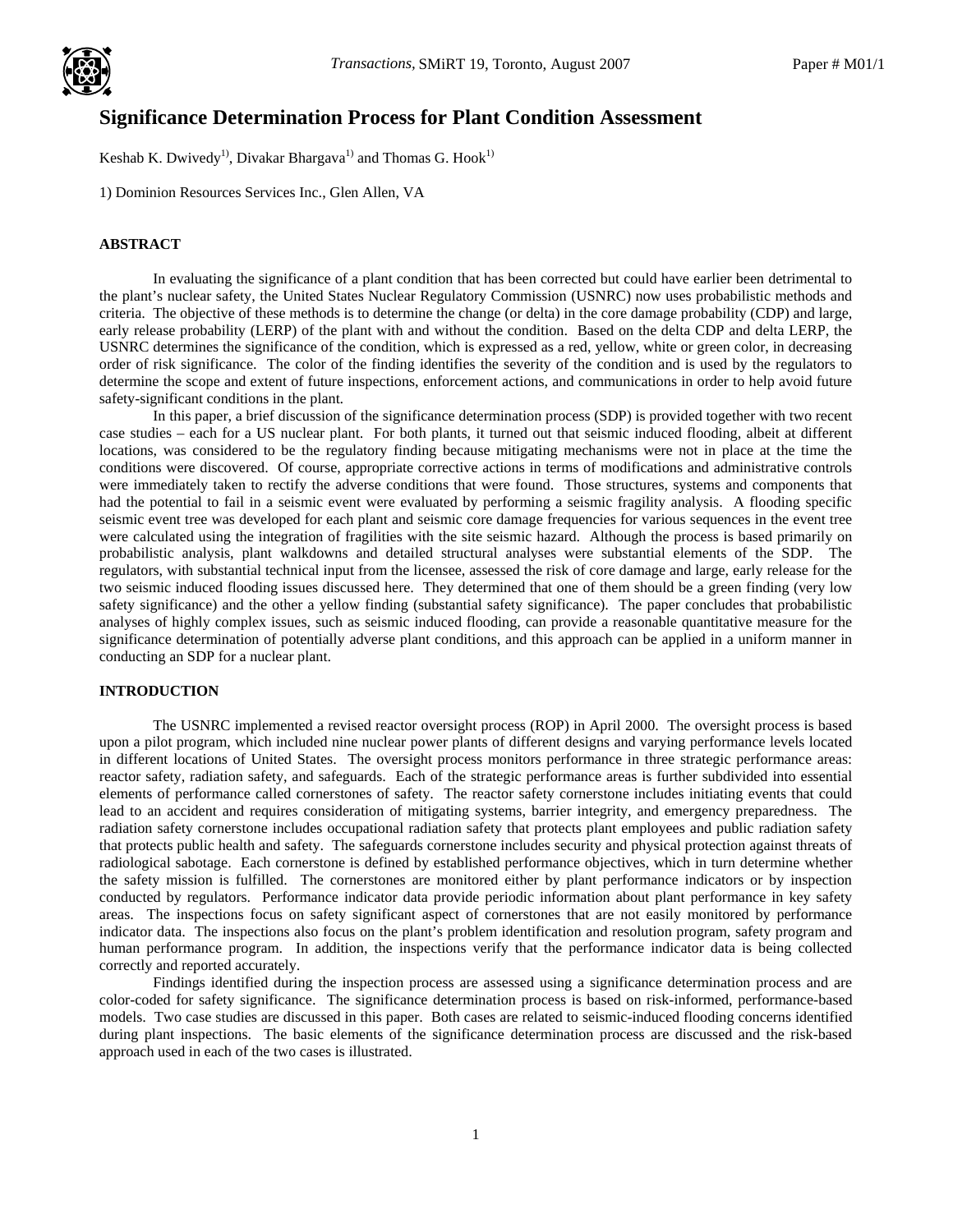# Significance Determination Process for Plant Condition Assessment

Keshab K. Dwivedy[1], Divakar Bhargava[1] and Thomas G. Hook[1]

1) Dominion Resources Services Inc., Glen Allen, VA

## ABSTRACT

In evaluating the significance of a plant condition that has been corrected but could have earlier been detrimental to the plant's nuclear safety, the United States Nuclear Regulatory Commission (USNRC) now uses probabilistic methods and criteria. The objective of these methods is to determine the change (or delta) in the core damage probability (CDP) and large, early release probability (LERP) of the plant with and without the condition. Based on the delta CDP and delta LERP, the USNRC determines the significance of the condition, which is expressed as a red, yellow, white or green color, in decreasing order of risk significance. The color of the finding identifies the severity of the condition and is used by the regulators to determine the scope and extent of future inspections, enforcement actions, and communications in order to help avoid future safety-significant conditions in the plant.

In this paper, a brief discussion of the significance determination process (SDP) is provided together with two recent case studies – each for a US nuclear plant. For both plants, it turned out that seismic induced flooding, albeit at different locations, was considered to be the regulatory finding because mitigating mechanisms were not in place at the time the conditions were discovered. Of course, appropriate corrective actions in terms of modifications and administrative controls were immediately taken to rectify the adverse conditions that were found. Those structures, systems and components that had the potential to fail in a seismic event were evaluated by performing a seismic fragility analysis. A flooding specific seismic event tree was developed for each plant and seismic core damage frequencies for various sequences in the event tree were calculated using the integration of fragilities with the site seismic hazard. Although the process is based primarily on probabilistic analysis, plant walkdowns and detailed structural analyses were substantial elements of the SDP. The regulators, with substantial technical input from the licensee, assessed the risk of core damage and large, early release for the two seismic induced flooding issues discussed here. They determined that one of them should be a green finding (very low safety significance) and the other a yellow finding (substantial safety significance). The paper concludes that probabilistic analyses of highly complex issues, such as seismic induced flooding, can provide a reasonable quantitative measure for the significance determination of potentially adverse plant conditions, and this approach can be applied in a uniform manner in conducting an SDP for a nuclear plant.

## INTRODUCTION

The USNRC implemented a revised reactor oversight process (ROP) in April 2000. The oversight process is based upon a pilot program, which included nine nuclear power plants of different designs and varying performance levels located in different locations of United States. The oversight process monitors performance in three strategic performance areas: reactor safety, radiation safety, and safeguards. Each of the strategic performance areas is further subdivided into essential elements of performance called cornerstones of safety. The reactor safety cornerstone includes initiating events that could lead to an accident and requires consideration of mitigating systems, barrier integrity, and emergency preparedness. The radiation safety cornerstone includes occupational radiation safety that protects plant employees and public radiation safety that protects public health and safety. The safeguards cornerstone includes security and physical protection against threats of radiological sabotage. Each cornerstone is defined by established performance objectives, which in turn determine whether the safety mission is fulfilled. The cornerstones are monitored either by plant performance indicators or by inspection conducted by regulators. Performance indicator data provide periodic information about plant performance in key safety areas. The inspections focus on safety significant aspect of cornerstones that are not easily monitored by performance indicator data. The inspections also focus on the plant's problem identification and resolution program, safety program and human performance program. In addition, the inspections verify that the performance indicator data is being collected correctly and reported accurately.

Findings identified during the inspection process are assessed using a significance determination process and are color-coded for safety significance. The significance determination process is based on risk-informed, performance-based models. Two case studies are discussed in this paper. Both cases are related to seismic-induced flooding concerns identified during plant inspections. The basic elements of the significance determination process are discussed and the risk-based approach used in each of the two cases is illustrated.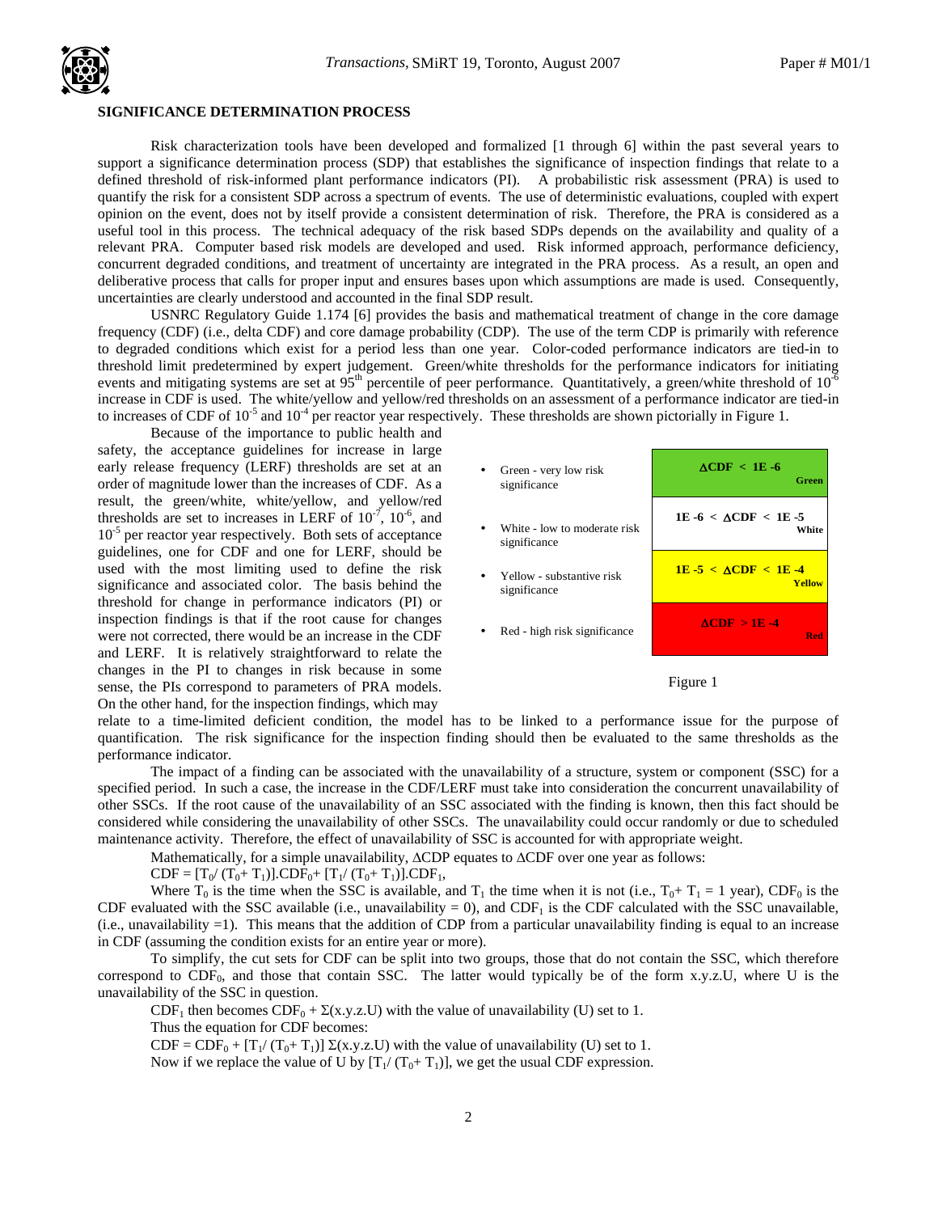## SIGNIFICANCE DETERMINATION PROCESS

Risk characterization tools have been developed and formalized [1 through 6] within the past several years to support a significance determination process (SDP) that establishes the significance of inspection findings that relate to a defined threshold of risk-informed plant performance indicators (PI). A probabilistic risk assessment (PRA) is used to quantify the risk for a consistent SDP across a spectrum of events. The use of deterministic evaluations, coupled with expert opinion on the event, does not by itself provide a consistent determination of risk. Therefore, the PRA is considered as a useful tool in this process. The technical adequacy of the risk based SDPs depends on the availability and quality of a relevant PRA. Computer based risk models are developed and used. Risk informed approach, performance deficiency, concurrent degraded conditions, and treatment of uncertainty are integrated in the PRA process. As a result, an open and deliberative process that calls for proper input and ensures bases upon which assumptions are made is used. Consequently, uncertainties are clearly understood and accounted in the final SDP result.

USNRC Regulatory Guide 1.174 [6] provides the basis and mathematical treatment of change in the core damage frequency (CDF) (i.e., delta CDF) and core damage probability (CDP). The use of the term CDP is primarily with reference to degraded conditions which exist for a period less than one year. Color-coded performance indicators are tied-in to threshold limit predetermined by expert judgement. Green/white thresholds for the performance indicators for initiating events and mitigating systems are set at 95th percentile of peer performance. Quantitatively, a green/white threshold of $10^{-6}$ increase in CDF is used. The white/yellow and yellow/red thresholds on an assessment of a performance indicator are tied-in to increases of CDF of $10^{-5}$ and $10^{-4}$ per reactor year respectively. These thresholds are shown pictorially in Figure 1.

Because of the importance to public health and safety, the acceptance guidelines for increase in large early release frequency (LERF) thresholds are set at an order of magnitude lower than the increases of CDF. As a result, the green/white, white/yellow, and yellow/red thresholds are set to increases in LERF of $10^{-7}$, $10^{-6}$, and $10^{-5}$ per reactor year respectively. Both sets of acceptance guidelines, one for CDF and one for LERF, should be used with the most limiting used to define the risk significance and associated color. The basis behind the threshold for change in performance indicators (PI) or inspection findings is that if the root cause for changes were not corrected, there would be an increase in the CDF and LERF. It is relatively straightforward to relate the changes in the PI to changes in risk because in some sense, the PIs correspond to parameters of PRA models. On the other hand, for the inspection findings, which may relate to a time-limited deficient condition, the model has to be linked to a performance issue for the purpose of quantification. The risk significance for the inspection finding should then be evaluated to the same thresholds as the performance indicator.

| | |
|---|---|
| • Green - very low risk significance | **$\Delta$CDF < 1E -6** Green |
| • White - low to moderate risk significance | **1E -6 < $\Delta$CDF < 1E -5** White |
| • Yellow - substantive risk significance | **1E -5 < $\Delta$CDF < 1E -4** Yellow |
| • Red - high risk significance | **$\Delta$CDF > 1E -4** Red |

Figure 1

The impact of a finding can be associated with the unavailability of a structure, system or component (SSC) for a specified period. In such a case, the increase in the CDF/LERF must take into consideration the concurrent unavailability of other SSCs. If the root cause of the unavailability of an SSC associated with the finding is known, then this fact should be considered while considering the unavailability of other SSCs. The unavailability could occur randomly or due to scheduled maintenance activity. Therefore, the effect of unavailability of SSC is accounted for with appropriate weight.

Mathematically, for a simple unavailability, $\Delta$CDP equates to $\Delta$CDF over one year as follows:

$$CDF = [T_0/(T_0+T_1)].CDF_0 + [T_1/(T_0+T_1)].CDF_1,$$

Where $T_0$ is the time when the SSC is available, and $T_1$ the time when it is not (i.e., $T_0 + T_1 = 1$ year), $CDF_0$ is the CDF evaluated with the SSC available (i.e., unavailability = 0), and $CDF_1$ is the CDF calculated with the SSC unavailable, (i.e., unavailability =1). This means that the addition of CDP from a particular unavailability finding is equal to an increase in CDF (assuming the condition exists for an entire year or more).

To simplify, the cut sets for CDF can be split into two groups, those that do not contain the SSC, which therefore correspond to $CDF_0$, and those that contain SSC. The latter would typically be of the form x.y.z.U, where U is the unavailability of the SSC in question.

$CDF_1$ then becomes $CDF_0 + \Sigma(x.y.z.U)$ with the value of unavailability (U) set to 1.

Thus the equation for CDF becomes:

$CDF = CDF_0 + [T_1/(T_0+T_1)]\ \Sigma(x.y.z.U)$ with the value of unavailability (U) set to 1.

Now if we replace the value of U by $[T_1/(T_0+T_1)]$, we get the usual CDF expression.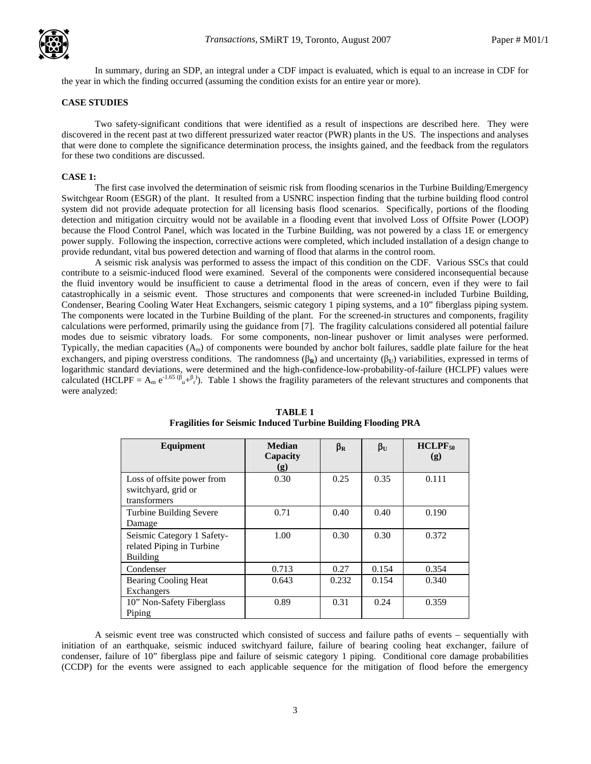In summary, during an SDP, an integral under a CDF impact is evaluated, which is equal to an increase in CDF for the year in which the finding occurred (assuming the condition exists for an entire year or more).

## CASE STUDIES

Two safety-significant conditions that were identified as a result of inspections are described here. They were discovered in the recent past at two different pressurized water reactor (PWR) plants in the US. The inspections and analyses that were done to complete the significance determination process, the insights gained, and the feedback from the regulators for these two conditions are discussed.

### CASE 1:

The first case involved the determination of seismic risk from flooding scenarios in the Turbine Building/Emergency Switchgear Room (ESGR) of the plant. It resulted from a USNRC inspection finding that the turbine building flood control system did not provide adequate protection for all licensing basis flood scenarios. Specifically, portions of the flooding detection and mitigation circuitry would not be available in a flooding event that involved Loss of Offsite Power (LOOP) because the Flood Control Panel, which was located in the Turbine Building, was not powered by a class 1E or emergency power supply. Following the inspection, corrective actions were completed, which included installation of a design change to provide redundant, vital bus powered detection and warning of flood that alarms in the control room.

A seismic risk analysis was performed to assess the impact of this condition on the CDF. Various SSCs that could contribute to a seismic-induced flood were examined. Several of the components were considered inconsequential because the fluid inventory would be insufficient to cause a detrimental flood in the areas of concern, even if they were to fail catastrophically in a seismic event. Those structures and components that were screened-in included Turbine Building, Condenser, Bearing Cooling Water Heat Exchangers, seismic category 1 piping systems, and a 10" fiberglass piping system. The components were located in the Turbine Building of the plant. For the screened-in structures and components, fragility calculations were performed, primarily using the guidance from [7]. The fragility calculations considered all potential failure modes due to seismic vibratory loads. For some components, non-linear pushover or limit analyses were performed. Typically, the median capacities ($A_m$) of components were bounded by anchor bolt failures, saddle plate failure for the heat exchangers, and piping overstress conditions. The randomness ($\beta_R$) and uncertainty ($\beta_U$) variabilities, expressed in terms of logarithmic standard deviations, were determined and the high-confidence-low-probability-of-failure (HCLPF) values were calculated (HCLPF = $A_m\, e^{-1.65\,(\beta_u+\beta_r)}$). Table 1 shows the fragility parameters of the relevant structures and components that were analyzed:

**TABLE 1**
**Fragilities for Seismic Induced Turbine Building Flooding PRA**

| Equipment | Median Capacity (g) | $\beta_R$ | $\beta_U$ | $HCLPF_{50}$ (g) |
|---|---|---|---|---|
| Loss of offsite power from switchyard, grid or transformers | 0.30 | 0.25 | 0.35 | 0.111 |
| Turbine Building Severe Damage | 0.71 | 0.40 | 0.40 | 0.190 |
| Seismic Category 1 Safety-related Piping in Turbine Building | 1.00 | 0.30 | 0.30 | 0.372 |
| Condenser | 0.713 | 0.27 | 0.154 | 0.354 |
| Bearing Cooling Heat Exchangers | 0.643 | 0.232 | 0.154 | 0.340 |
| 10" Non-Safety Fiberglass Piping | 0.89 | 0.31 | 0.24 | 0.359 |

A seismic event tree was constructed which consisted of success and failure paths of events – sequentially with initiation of an earthquake, seismic induced switchyard failure, failure of bearing cooling heat exchanger, failure of condenser, failure of 10" fiberglass pipe and failure of seismic category 1 piping. Conditional core damage probabilities (CCDP) for the events were assigned to each applicable sequence for the mitigation of flood before the emergency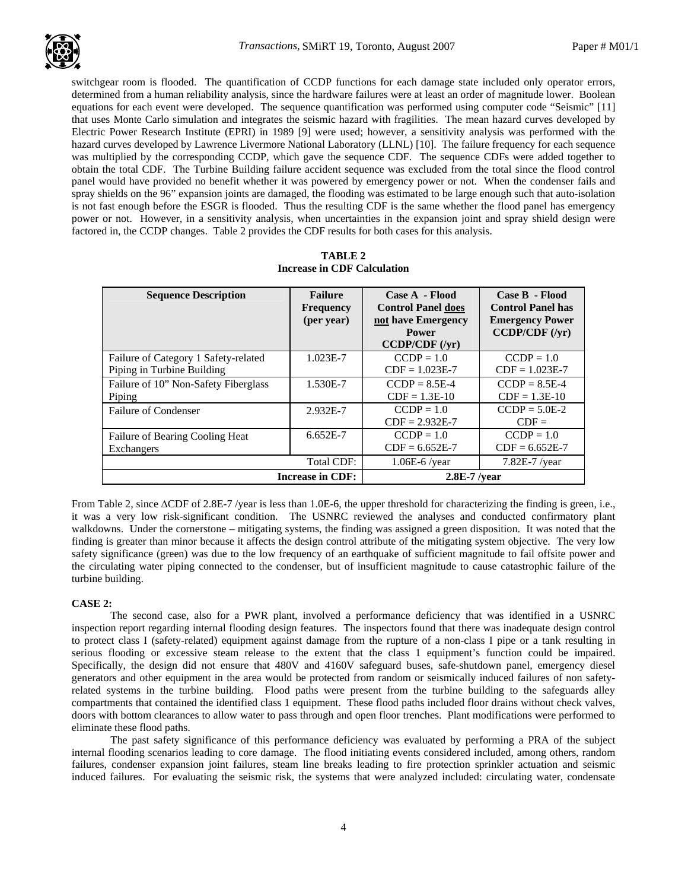switchgear room is flooded. The quantification of CCDP functions for each damage state included only operator errors, determined from a human reliability analysis, since the hardware failures were at least an order of magnitude lower. Boolean equations for each event were developed. The sequence quantification was performed using computer code "Seismic" [11] that uses Monte Carlo simulation and integrates the seismic hazard with fragilities. The mean hazard curves developed by Electric Power Research Institute (EPRI) in 1989 [9] were used; however, a sensitivity analysis was performed with the hazard curves developed by Lawrence Livermore National Laboratory (LLNL) [10]. The failure frequency for each sequence was multiplied by the corresponding CCDP, which gave the sequence CDF. The sequence CDFs were added together to obtain the total CDF. The Turbine Building failure accident sequence was excluded from the total since the flood control panel would have provided no benefit whether it was powered by emergency power or not. When the condenser fails and spray shields on the 96" expansion joints are damaged, the flooding was estimated to be large enough such that auto-isolation is not fast enough before the ESGR is flooded. Thus the resulting CDF is the same whether the flood panel has emergency power or not. However, in a sensitivity analysis, when uncertainties in the expansion joint and spray shield design were factored in, the CCDP changes. Table 2 provides the CDF results for both cases for this analysis.

**TABLE 2**
**Increase in CDF Calculation**

| Sequence Description | Failure Frequency (per year) | Case A - Flood Control Panel <u>does not</u> have Emergency Power CCDP/CDF (/yr) | Case B - Flood Control Panel has Emergency Power CCDP/CDF (/yr) |
|---|---|---|---|
| Failure of Category 1 Safety-related Piping in Turbine Building | 1.023E-7 | CCDP = 1.0<br>CDF = 1.023E-7 | CCDP = 1.0<br>CDF = 1.023E-7 |
| Failure of 10" Non-Safety Fiberglass Piping | 1.530E-7 | CCDP = 8.5E-4<br>CDF = 1.3E-10 | CCDP = 8.5E-4<br>CDF = 1.3E-10 |
| Failure of Condenser | 2.932E-7 | CCDP = 1.0<br>CDF = 2.932E-7 | CCDP = 5.0E-2<br>CDF = |
| Failure of Bearing Cooling Heat Exchangers | 6.652E-7 | CCDP = 1.0<br>CDF = 6.652E-7 | CCDP = 1.0<br>CDF = 6.652E-7 |
| | Total CDF: | 1.06E-6 /year | 7.82E-7 /year |
| | **Increase in CDF:** | **2.8E-7 /year** | |

From Table 2, since ΔCDF of 2.8E-7 /year is less than 1.0E-6, the upper threshold for characterizing the finding is green, i.e., it was a very low risk-significant condition. The USNRC reviewed the analyses and conducted confirmatory plant walkdowns. Under the cornerstone – mitigating systems, the finding was assigned a green disposition. It was noted that the finding is greater than minor because it affects the design control attribute of the mitigating system objective. The very low safety significance (green) was due to the low frequency of an earthquake of sufficient magnitude to fail offsite power and the circulating water piping connected to the condenser, but of insufficient magnitude to cause catastrophic failure of the turbine building.

**CASE 2:**

The second case, also for a PWR plant, involved a performance deficiency that was identified in a USNRC inspection report regarding internal flooding design features. The inspectors found that there was inadequate design control to protect class I (safety-related) equipment against damage from the rupture of a non-class I pipe or a tank resulting in serious flooding or excessive steam release to the extent that the class 1 equipment's function could be impaired. Specifically, the design did not ensure that 480V and 4160V safeguard buses, safe-shutdown panel, emergency diesel generators and other equipment in the area would be protected from random or seismically induced failures of non safety-related systems in the turbine building. Flood paths were present from the turbine building to the safeguards alley compartments that contained the identified class 1 equipment. These flood paths included floor drains without check valves, doors with bottom clearances to allow water to pass through and open floor trenches. Plant modifications were performed to eliminate these flood paths.

The past safety significance of this performance deficiency was evaluated by performing a PRA of the subject internal flooding scenarios leading to core damage. The flood initiating events considered included, among others, random failures, condenser expansion joint failures, steam line breaks leading to fire protection sprinkler actuation and seismic induced failures. For evaluating the seismic risk, the systems that were analyzed included: circulating water, condensate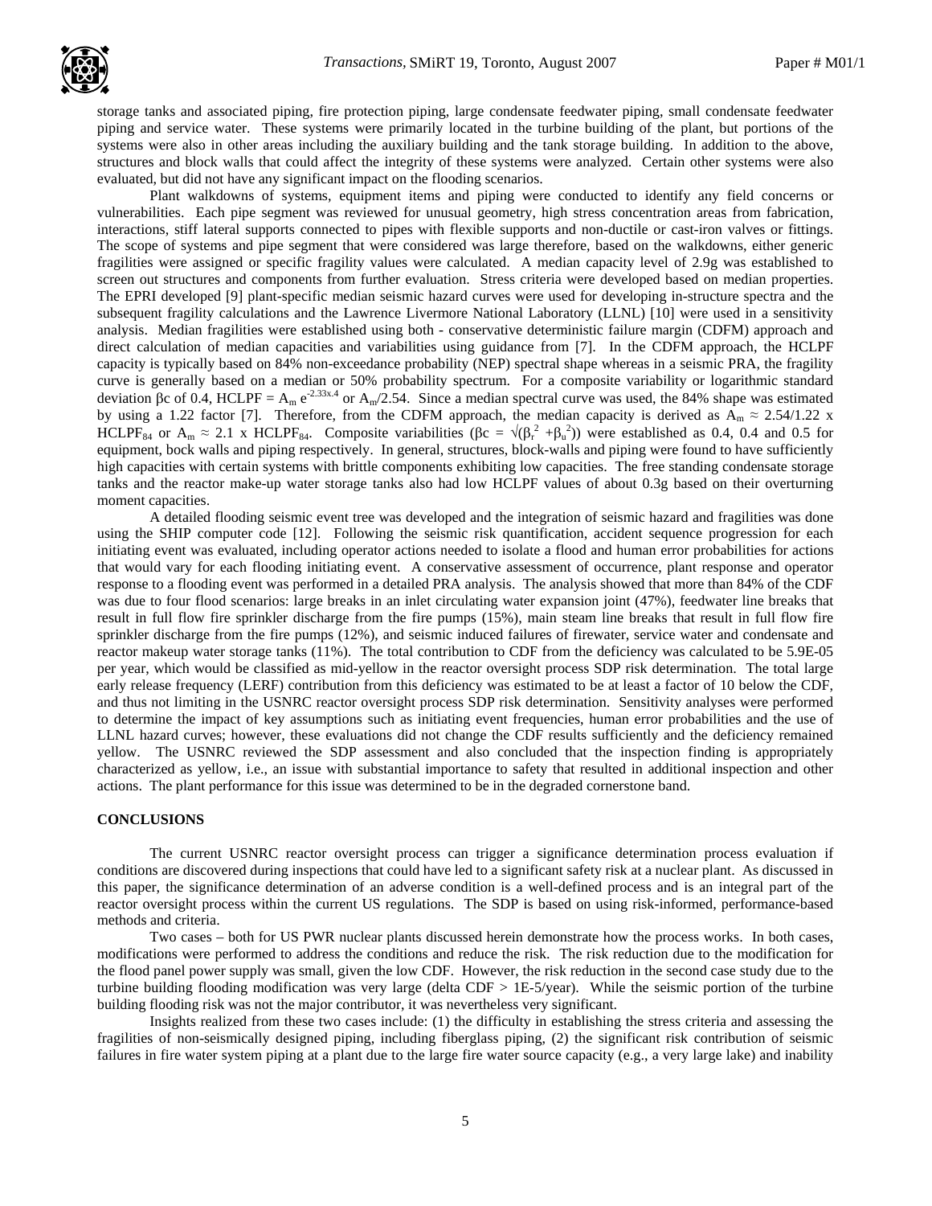storage tanks and associated piping, fire protection piping, large condensate feedwater piping, small condensate feedwater piping and service water. These systems were primarily located in the turbine building of the plant, but portions of the systems were also in other areas including the auxiliary building and the tank storage building. In addition to the above, structures and block walls that could affect the integrity of these systems were analyzed. Certain other systems were also evaluated, but did not have any significant impact on the flooding scenarios.

Plant walkdowns of systems, equipment items and piping were conducted to identify any field concerns or vulnerabilities. Each pipe segment was reviewed for unusual geometry, high stress concentration areas from fabrication, interactions, stiff lateral supports connected to pipes with flexible supports and non-ductile or cast-iron valves or fittings. The scope of systems and pipe segment that were considered was large therefore, based on the walkdowns, either generic fragilities were assigned or specific fragility values were calculated. A median capacity level of 2.9g was established to screen out structures and components from further evaluation. Stress criteria were developed based on median properties. The EPRI developed [9] plant-specific median seismic hazard curves were used for developing in-structure spectra and the subsequent fragility calculations and the Lawrence Livermore National Laboratory (LLNL) [10] were used in a sensitivity analysis. Median fragilities were established using both - conservative deterministic failure margin (CDFM) approach and direct calculation of median capacities and variabilities using guidance from [7]. In the CDFM approach, the HCLPF capacity is typically based on 84% non-exceedance probability (NEP) spectral shape whereas in a seismic PRA, the fragility curve is generally based on a median or 50% probability spectrum. For a composite variability or logarithmic standard deviation $\beta c$ of 0.4, HCLPF = $A_m e^{-2.33x.4}$ or $A_m/2.54$. Since a median spectral curve was used, the 84% shape was estimated by using a 1.22 factor [7]. Therefore, from the CDFM approach, the median capacity is derived as $A_m \approx 2.54/1.22$ x $HCLPF_{84}$ or $A_m \approx 2.1$ x $HCLPF_{84}$. Composite variabilities ($\beta c = \sqrt{(\beta_r^2 + \beta_u^2)}$) were established as 0.4, 0.4 and 0.5 for equipment, bock walls and piping respectively. In general, structures, block-walls and piping were found to have sufficiently high capacities with certain systems with brittle components exhibiting low capacities. The free standing condensate storage tanks and the reactor make-up water storage tanks also had low HCLPF values of about 0.3g based on their overturning moment capacities.

A detailed flooding seismic event tree was developed and the integration of seismic hazard and fragilities was done using the SHIP computer code [12]. Following the seismic risk quantification, accident sequence progression for each initiating event was evaluated, including operator actions needed to isolate a flood and human error probabilities for actions that would vary for each flooding initiating event. A conservative assessment of occurrence, plant response and operator response to a flooding event was performed in a detailed PRA analysis. The analysis showed that more than 84% of the CDF was due to four flood scenarios: large breaks in an inlet circulating water expansion joint (47%), feedwater line breaks that result in full flow fire sprinkler discharge from the fire pumps (15%), main steam line breaks that result in full flow fire sprinkler discharge from the fire pumps (12%), and seismic induced failures of firewater, service water and condensate and reactor makeup water storage tanks (11%). The total contribution to CDF from the deficiency was calculated to be 5.9E-05 per year, which would be classified as mid-yellow in the reactor oversight process SDP risk determination. The total large early release frequency (LERF) contribution from this deficiency was estimated to be at least a factor of 10 below the CDF, and thus not limiting in the USNRC reactor oversight process SDP risk determination. Sensitivity analyses were performed to determine the impact of key assumptions such as initiating event frequencies, human error probabilities and the use of LLNL hazard curves; however, these evaluations did not change the CDF results sufficiently and the deficiency remained yellow. The USNRC reviewed the SDP assessment and also concluded that the inspection finding is appropriately characterized as yellow, i.e., an issue with substantial importance to safety that resulted in additional inspection and other actions. The plant performance for this issue was determined to be in the degraded cornerstone band.

## CONCLUSIONS

The current USNRC reactor oversight process can trigger a significance determination process evaluation if conditions are discovered during inspections that could have led to a significant safety risk at a nuclear plant. As discussed in this paper, the significance determination of an adverse condition is a well-defined process and is an integral part of the reactor oversight process within the current US regulations. The SDP is based on using risk-informed, performance-based methods and criteria.

Two cases – both for US PWR nuclear plants discussed herein demonstrate how the process works. In both cases, modifications were performed to address the conditions and reduce the risk. The risk reduction due to the modification for the flood panel power supply was small, given the low CDF. However, the risk reduction in the second case study due to the turbine building flooding modification was very large (delta CDF > 1E-5/year). While the seismic portion of the turbine building flooding risk was not the major contributor, it was nevertheless very significant.

Insights realized from these two cases include: (1) the difficulty in establishing the stress criteria and assessing the fragilities of non-seismically designed piping, including fiberglass piping, (2) the significant risk contribution of seismic failures in fire water system piping at a plant due to the large fire water source capacity (e.g., a very large lake) and inability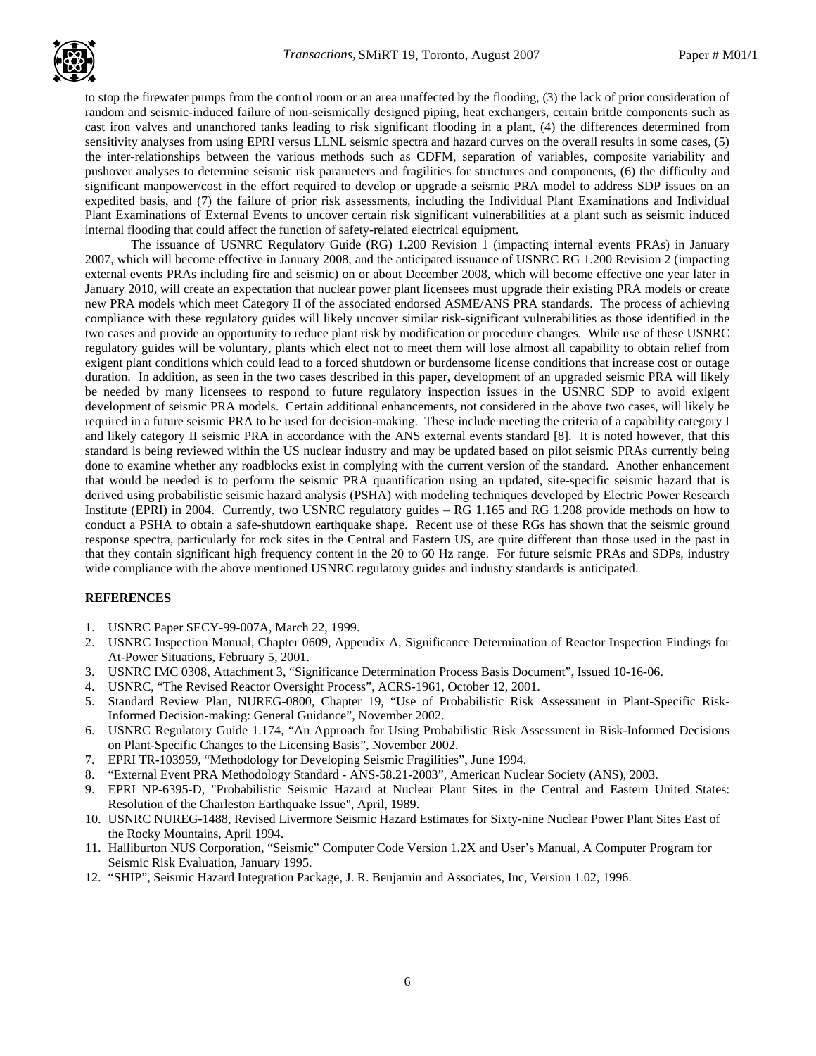to stop the firewater pumps from the control room or an area unaffected by the flooding, (3) the lack of prior consideration of random and seismic-induced failure of non-seismically designed piping, heat exchangers, certain brittle components such as cast iron valves and unanchored tanks leading to risk significant flooding in a plant, (4) the differences determined from sensitivity analyses from using EPRI versus LLNL seismic spectra and hazard curves on the overall results in some cases, (5) the inter-relationships between the various methods such as CDFM, separation of variables, composite variability and pushover analyses to determine seismic risk parameters and fragilities for structures and components, (6) the difficulty and significant manpower/cost in the effort required to develop or upgrade a seismic PRA model to address SDP issues on an expedited basis, and (7) the failure of prior risk assessments, including the Individual Plant Examinations and Individual Plant Examinations of External Events to uncover certain risk significant vulnerabilities at a plant such as seismic induced internal flooding that could affect the function of safety-related electrical equipment.

The issuance of USNRC Regulatory Guide (RG) 1.200 Revision 1 (impacting internal events PRAs) in January 2007, which will become effective in January 2008, and the anticipated issuance of USNRC RG 1.200 Revision 2 (impacting external events PRAs including fire and seismic) on or about December 2008, which will become effective one year later in January 2010, will create an expectation that nuclear power plant licensees must upgrade their existing PRA models or create new PRA models which meet Category II of the associated endorsed ASME/ANS PRA standards. The process of achieving compliance with these regulatory guides will likely uncover similar risk-significant vulnerabilities as those identified in the two cases and provide an opportunity to reduce plant risk by modification or procedure changes. While use of these USNRC regulatory guides will be voluntary, plants which elect not to meet them will lose almost all capability to obtain relief from exigent plant conditions which could lead to a forced shutdown or burdensome license conditions that increase cost or outage duration. In addition, as seen in the two cases described in this paper, development of an upgraded seismic PRA will likely be needed by many licensees to respond to future regulatory inspection issues in the USNRC SDP to avoid exigent development of seismic PRA models. Certain additional enhancements, not considered in the above two cases, will likely be required in a future seismic PRA to be used for decision-making. These include meeting the criteria of a capability category I and likely category II seismic PRA in accordance with the ANS external events standard [8]. It is noted however, that this standard is being reviewed within the US nuclear industry and may be updated based on pilot seismic PRAs currently being done to examine whether any roadblocks exist in complying with the current version of the standard. Another enhancement that would be needed is to perform the seismic PRA quantification using an updated, site-specific seismic hazard that is derived using probabilistic seismic hazard analysis (PSHA) with modeling techniques developed by Electric Power Research Institute (EPRI) in 2004. Currently, two USNRC regulatory guides – RG 1.165 and RG 1.208 provide methods on how to conduct a PSHA to obtain a safe-shutdown earthquake shape. Recent use of these RGs has shown that the seismic ground response spectra, particularly for rock sites in the Central and Eastern US, are quite different than those used in the past in that they contain significant high frequency content in the 20 to 60 Hz range. For future seismic PRAs and SDPs, industry wide compliance with the above mentioned USNRC regulatory guides and industry standards is anticipated.

## REFERENCES

1. USNRC Paper SECY-99-007A, March 22, 1999.
2. USNRC Inspection Manual, Chapter 0609, Appendix A, Significance Determination of Reactor Inspection Findings for At-Power Situations, February 5, 2001.
3. USNRC IMC 0308, Attachment 3, "Significance Determination Process Basis Document", Issued 10-16-06.
4. USNRC, "The Revised Reactor Oversight Process", ACRS-1961, October 12, 2001.
5. Standard Review Plan, NUREG-0800, Chapter 19, "Use of Probabilistic Risk Assessment in Plant-Specific Risk-Informed Decision-making: General Guidance", November 2002.
6. USNRC Regulatory Guide 1.174, "An Approach for Using Probabilistic Risk Assessment in Risk-Informed Decisions on Plant-Specific Changes to the Licensing Basis", November 2002.
7. EPRI TR-103959, "Methodology for Developing Seismic Fragilities", June 1994.
8. "External Event PRA Methodology Standard - ANS-58.21-2003", American Nuclear Society (ANS), 2003.
9. EPRI NP-6395-D, "Probabilistic Seismic Hazard at Nuclear Plant Sites in the Central and Eastern United States: Resolution of the Charleston Earthquake Issue", April, 1989.
10. USNRC NUREG-1488, Revised Livermore Seismic Hazard Estimates for Sixty-nine Nuclear Power Plant Sites East of the Rocky Mountains, April 1994.
11. Halliburton NUS Corporation, "Seismic" Computer Code Version 1.2X and User's Manual, A Computer Program for Seismic Risk Evaluation, January 1995.
12. "SHIP", Seismic Hazard Integration Package, J. R. Benjamin and Associates, Inc, Version 1.02, 1996.